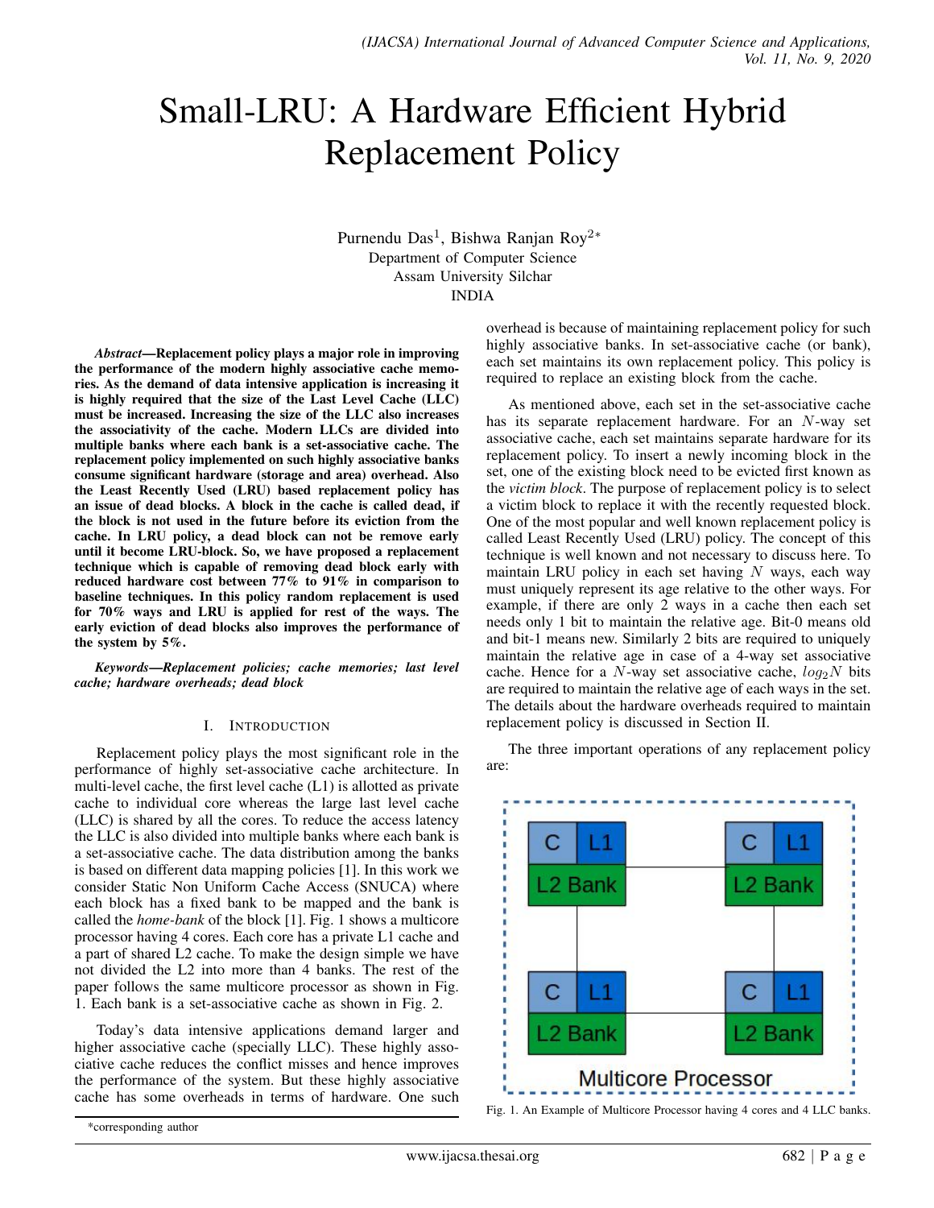# Small-LRU: A Hardware Efficient Hybrid Replacement Policy

Purnendu Das[1], Bishwa Ranjan Roy[2]*

Department of Computer Science
Assam University Silchar
INDIA

***Abstract*—Replacement policy plays a major role in improving the performance of the modern highly associative cache memories. As the demand of data intensive application is increasing it is highly required that the size of the Last Level Cache (LLC) must be increased. Increasing the size of the LLC also increases the associativity of the cache. Modern LLCs are divided into multiple banks where each bank is a set-associative cache. The replacement policy implemented on such highly associative banks consume significant hardware (storage and area) overhead. Also the Least Recently Used (LRU) based replacement policy has an issue of dead blocks. A block in the cache is called dead, if the block is not used in the future before its eviction from the cache. In LRU policy, a dead block can not be remove early until it become LRU-block. So, we have proposed a replacement technique which is capable of removing dead block early with reduced hardware cost between 77% to 91% in comparison to baseline techniques. In this policy random replacement is used for 70% ways and LRU is applied for rest of the ways. The early eviction of dead blocks also improves the performance of the system by 5%.**

***Keywords*—Replacement policies; cache memories; last level cache; hardware overheads; dead block**

## I. Introduction

Replacement policy plays the most significant role in the performance of highly set-associative cache architecture. In multi-level cache, the first level cache (L1) is allotted as private cache to individual core whereas the large last level cache (LLC) is shared by all the cores. To reduce the access latency the LLC is also divided into multiple banks where each bank is a set-associative cache. The data distribution among the banks is based on different data mapping policies [1]. In this work we consider Static Non Uniform Cache Access (SNUCA) where each block has a fixed bank to be mapped and the bank is called the *home-bank* of the block [1]. Fig. 1 shows a multicore processor having 4 cores. Each core has a private L1 cache and a part of shared L2 cache. To make the design simple we have not divided the L2 into more than 4 banks. The rest of the paper follows the same multicore processor as shown in Fig. 1. Each bank is a set-associative cache as shown in Fig. 2.

Today's data intensive applications demand larger and higher associative cache (specially LLC). These highly associative cache reduces the conflict misses and hence improves the performance of the system. But these highly associative cache has some overheads in terms of hardware. One such overhead is because of maintaining replacement policy for such highly associative banks. In set-associative cache (or bank), each set maintains its own replacement policy. This policy is required to replace an existing block from the cache.

As mentioned above, each set in the set-associative cache has its separate replacement hardware. For an $N$-way set associative cache, each set maintains separate hardware for its replacement policy. To insert a newly incoming block in the set, one of the existing block need to be evicted first known as the *victim block*. The purpose of replacement policy is to select a victim block to replace it with the recently requested block. One of the most popular and well known replacement policy is called Least Recently Used (LRU) policy. The concept of this technique is well known and not necessary to discuss here. To maintain LRU policy in each set having $N$ ways, each way must uniquely represent its age relative to the other ways. For example, if there are only 2 ways in a cache then each set needs only 1 bit to maintain the relative age. Bit-0 means old and bit-1 means new. Similarly 2 bits are required to uniquely maintain the relative age in case of a 4-way set associative cache. Hence for a $N$-way set associative cache, $log_2 N$ bits are required to maintain the relative age of each ways in the set. The details about the hardware overheads required to maintain replacement policy is discussed in Section II.

The three important operations of any replacement policy are:

Fig. 1. An Example of Multicore Processor having 4 cores and 4 LLC banks.

*corresponding author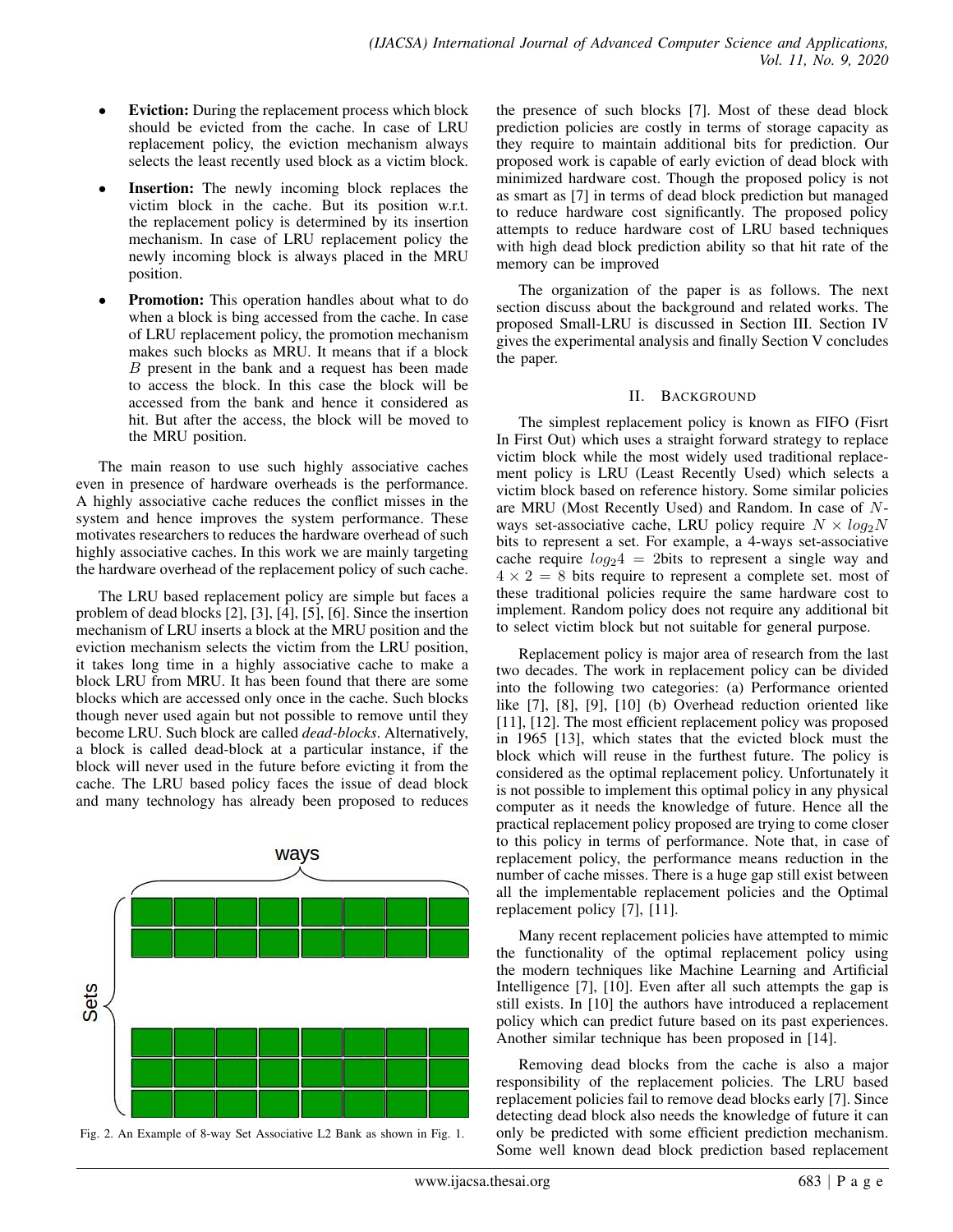- **Eviction:** During the replacement process which block should be evicted from the cache. In case of LRU replacement policy, the eviction mechanism always selects the least recently used block as a victim block.
- **Insertion:** The newly incoming block replaces the victim block in the cache. But its position w.r.t. the replacement policy is determined by its insertion mechanism. In case of LRU replacement policy the newly incoming block is always placed in the MRU position.
- **Promotion:** This operation handles about what to do when a block is bing accessed from the cache. In case of LRU replacement policy, the promotion mechanism makes such blocks as MRU. It means that if a block $B$ present in the bank and a request has been made to access the block. In this case the block will be accessed from the bank and hence it considered as hit. But after the access, the block will be moved to the MRU position.

The main reason to use such highly associative caches even in presence of hardware overheads is the performance. A highly associative cache reduces the conflict misses in the system and hence improves the system performance. These motivates researchers to reduces the hardware overhead of such highly associative caches. In this work we are mainly targeting the hardware overhead of the replacement policy of such cache.

The LRU based replacement policy are simple but faces a problem of dead blocks [2], [3], [4], [5], [6]. Since the insertion mechanism of LRU inserts a block at the MRU position and the eviction mechanism selects the victim from the LRU position, it takes long time in a highly associative cache to make a block LRU from MRU. It has been found that there are some blocks which are accessed only once in the cache. Such blocks though never used again but not possible to remove until they become LRU. Such block are called *dead-blocks*. Alternatively, a block is called dead-block at a particular instance, if the block will never used in the future before evicting it from the cache. The LRU based policy faces the issue of dead block and many technology has already been proposed to reduces

Fig. 2. An Example of 8-way Set Associative L2 Bank as shown in Fig. 1.

the presence of such blocks [7]. Most of these dead block prediction policies are costly in terms of storage capacity as they require to maintain additional bits for prediction. Our proposed work is capable of early eviction of dead block with minimized hardware cost. Though the proposed policy is not as smart as [7] in terms of dead block prediction but managed to reduce hardware cost significantly. The proposed policy attempts to reduce hardware cost of LRU based techniques with high dead block prediction ability so that hit rate of the memory can be improved

The organization of the paper is as follows. The next section discuss about the background and related works. The proposed Small-LRU is discussed in Section III. Section IV gives the experimental analysis and finally Section V concludes the paper.

## II. Background

The simplest replacement policy is known as FIFO (Fisrt In First Out) which uses a straight forward strategy to replace victim block while the most widely used traditional replacement policy is LRU (Least Recently Used) which selects a victim block based on reference history. Some similar policies are MRU (Most Recently Used) and Random. In case of $N$-ways set-associative cache, LRU policy require $N \times log_2 N$ bits to represent a set. For example, a 4-ways set-associative cache require $log_2 4 = 2$bits to represent a single way and $4 \times 2 = 8$ bits require to represent a complete set. most of these traditional policies require the same hardware cost to implement. Random policy does not require any additional bit to select victim block but not suitable for general purpose.

Replacement policy is major area of research from the last two decades. The work in replacement policy can be divided into the following two categories: (a) Performance oriented like [7], [8], [9], [10] (b) Overhead reduction oriented like [11], [12]. The most efficient replacement policy was proposed in 1965 [13], which states that the evicted block must the block which will reuse in the furthest future. The policy is considered as the optimal replacement policy. Unfortunately it is not possible to implement this optimal policy in any physical computer as it needs the knowledge of future. Hence all the practical replacement policy proposed are trying to come closer to this policy in terms of performance. Note that, in case of replacement policy, the performance means reduction in the number of cache misses. There is a huge gap still exist between all the implementable replacement policies and the Optimal replacement policy [7], [11].

Many recent replacement policies have attempted to mimic the functionality of the optimal replacement policy using the modern techniques like Machine Learning and Artificial Intelligence [7], [10]. Even after all such attempts the gap is still exists. In [10] the authors have introduced a replacement policy which can predict future based on its past experiences. Another similar technique has been proposed in [14].

Removing dead blocks from the cache is also a major responsibility of the replacement policies. The LRU based replacement policies fail to remove dead blocks early [7]. Since detecting dead block also needs the knowledge of future it can only be predicted with some efficient prediction mechanism. Some well known dead block prediction based replacement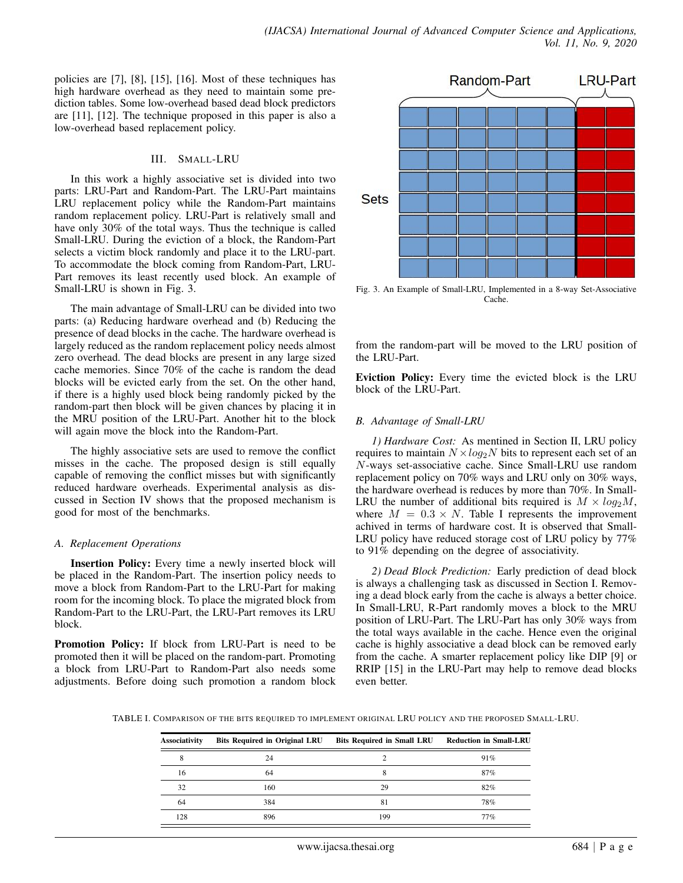policies are [7], [8], [15], [16]. Most of these techniques has high hardware overhead as they need to maintain some prediction tables. Some low-overhead based dead block predictors are [11], [12]. The technique proposed in this paper is also a low-overhead based replacement policy.

## III. Small-LRU

In this work a highly associative set is divided into two parts: LRU-Part and Random-Part. The LRU-Part maintains LRU replacement policy while the Random-Part maintains random replacement policy. LRU-Part is relatively small and have only 30% of the total ways. Thus the technique is called Small-LRU. During the eviction of a block, the Random-Part selects a victim block randomly and place it to the LRU-part. To accommodate the block coming from Random-Part, LRU-Part removes its least recently used block. An example of Small-LRU is shown in Fig. 3.

The main advantage of Small-LRU can be divided into two parts: (a) Reducing hardware overhead and (b) Reducing the presence of dead blocks in the cache. The hardware overhead is largely reduced as the random replacement policy needs almost zero overhead. The dead blocks are present in any large sized cache memories. Since 70% of the cache is random the dead blocks will be evicted early from the set. On the other hand, if there is a highly used block being randomly picked by the random-part then block will be given chances by placing it in the MRU position of the LRU-Part. Another hit to the block will again move the block into the Random-Part.

The highly associative sets are used to remove the conflict misses in the cache. The proposed design is still equally capable of removing the conflict misses but with significantly reduced hardware overheads. Experimental analysis as discussed in Section IV shows that the proposed mechanism is good for most of the benchmarks.

Fig. 3. An Example of Small-LRU, Implemented in a 8-way Set-Associative Cache.

### A. Replacement Operations

**Insertion Policy:** Every time a newly inserted block will be placed in the Random-Part. The insertion policy needs to move a block from Random-Part to the LRU-Part for making room for the incoming block. To place the migrated block from Random-Part to the LRU-Part, the LRU-Part removes its LRU block.

**Promotion Policy:** If block from LRU-Part is need to be promoted then it will be placed on the random-part. Promoting a block from LRU-Part to Random-Part also needs some adjustments. Before doing such promotion a random block from the random-part will be moved to the LRU position of the LRU-Part.

**Eviction Policy:** Every time the evicted block is the LRU block of the LRU-Part.

### B. Advantage of Small-LRU

*1) Hardware Cost:* As mentined in Section II, LRU policy requires to maintain $N \times log_2 N$ bits to represent each set of an $N$-ways set-associative cache. Since Small-LRU use random replacement policy on 70% ways and LRU only on 30% ways, the hardware overhead is reduces by more than 70%. In Small-LRU the number of additional bits required is $M \times log_2 M$, where $M = 0.3 \times N$. Table I represents the improvement achived in terms of hardware cost. It is observed that Small-LRU policy have reduced storage cost of LRU policy by 77% to 91% depending on the degree of associativity.

*2) Dead Block Prediction:* Early prediction of dead block is always a challenging task as discussed in Section I. Removing a dead block early from the cache is always a better choice. In Small-LRU, R-Part randomly moves a block to the MRU position of LRU-Part. The LRU-Part has only 30% ways from the total ways available in the cache. Hence even the original cache is highly associative a dead block can be removed early from the cache. A smarter replacement policy like DIP [9] or RRIP [15] in the LRU-Part may help to remove dead blocks even better.

TABLE I. Comparison of the bits required to implement original LRU policy and the proposed Small-LRU.

| Associativity | Bits Required in Original LRU | Bits Required in Small LRU | Reduction in Small-LRU |
|---|---|---|---|
| 8 | 24 | 2 | 91% |
| 16 | 64 | 8 | 87% |
| 32 | 160 | 29 | 82% |
| 64 | 384 | 81 | 78% |
| 128 | 896 | 199 | 77% |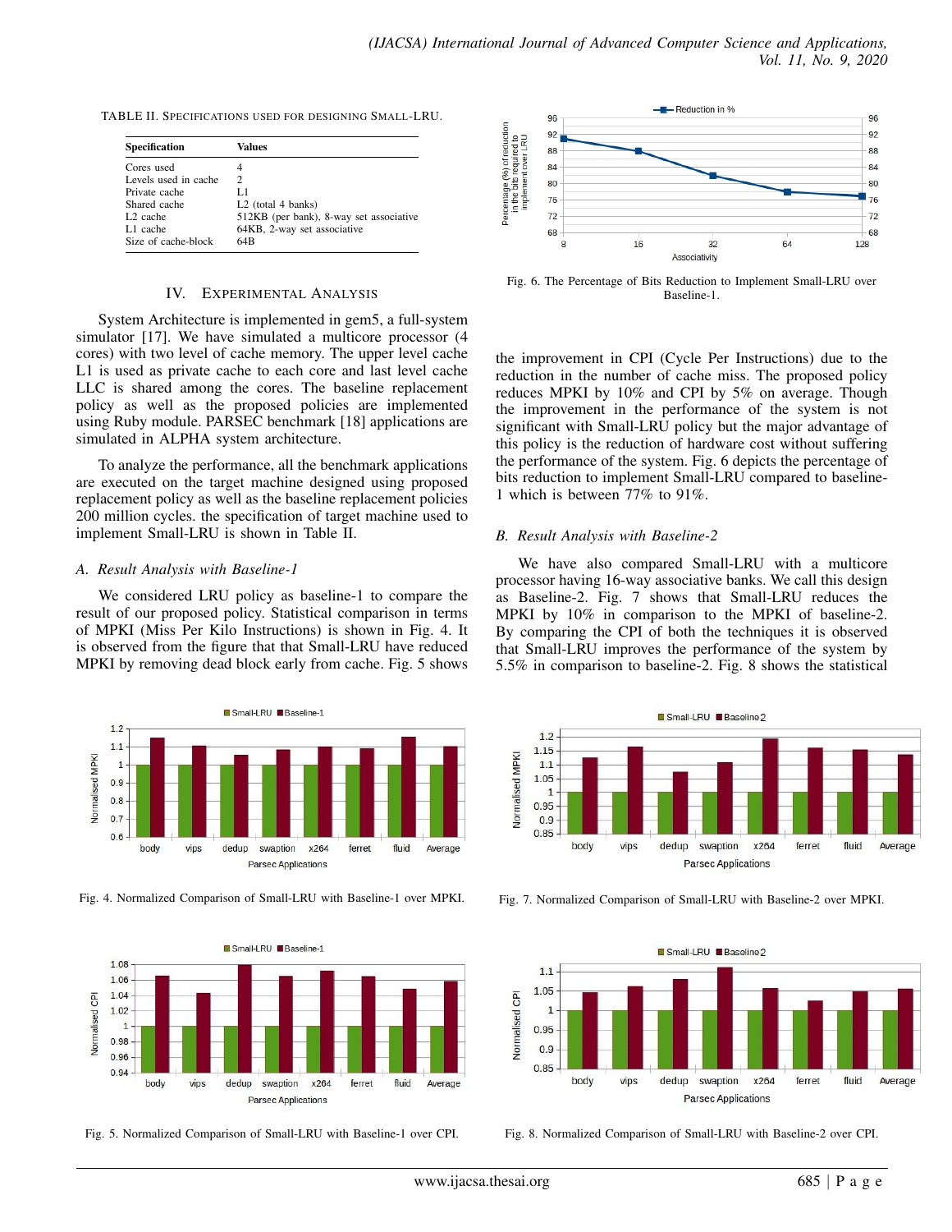TABLE II. SPECIFICATIONS USED FOR DESIGNING SMALL-LRU.

| Specification | Values |
|---|---|
| Cores used | 4 |
| Levels used in cache | 2 |
| Private cache | L1 |
| Shared cache | L2 (total 4 banks) |
| L2 cache | 512KB (per bank), 8-way set associative |
| L1 cache | 64KB, 2-way set associative |
| Size of cache-block | 64B |

## IV. EXPERIMENTAL ANALYSIS

System Architecture is implemented in gem5, a full-system simulator [17]. We have simulated a multicore processor (4 cores) with two level of cache memory. The upper level cache L1 is used as private cache to each core and last level cache LLC is shared among the cores. The baseline replacement policy as well as the proposed policies are implemented using Ruby module. PARSEC benchmark [18] applications are simulated in ALPHA system architecture.

To analyze the performance, all the benchmark applications are executed on the target machine designed using proposed replacement policy as well as the baseline replacement policies 200 million cycles. the specification of target machine used to implement Small-LRU is shown in Table II.

### A. Result Analysis with Baseline-1

We considered LRU policy as baseline-1 to compare the result of our proposed policy. Statistical comparison in terms of MPKI (Miss Per Kilo Instructions) is shown in Fig. 4. It is observed from the figure that that Small-LRU have reduced MPKI by removing dead block early from cache. Fig. 5 shows the improvement in CPI (Cycle Per Instructions) due to the reduction in the number of cache miss. The proposed policy reduces MPKI by 10% and CPI by 5% on average. Though the improvement in the performance of the system is not significant with Small-LRU policy but the major advantage of this policy is the reduction of hardware cost without suffering the performance of the system. Fig. 6 depicts the percentage of bits reduction to implement Small-LRU compared to baseline-1 which is between 77% to 91%.

Fig. 6. The Percentage of Bits Reduction to Implement Small-LRU over Baseline-1.

### B. Result Analysis with Baseline-2

We have also compared Small-LRU with a multicore processor having 16-way associative banks. We call this design as Baseline-2. Fig. 7 shows that Small-LRU reduces the MPKI by 10% in comparison to the MPKI of baseline-2. By comparing the CPI of both the techniques it is observed that Small-LRU improves the performance of the system by 5.5% in comparison to baseline-2. Fig. 8 shows the statistical

Fig. 4. Normalized Comparison of Small-LRU with Baseline-1 over MPKI.

Fig. 5. Normalized Comparison of Small-LRU with Baseline-1 over CPI.

Fig. 7. Normalized Comparison of Small-LRU with Baseline-2 over MPKI.

Fig. 8. Normalized Comparison of Small-LRU with Baseline-2 over CPI.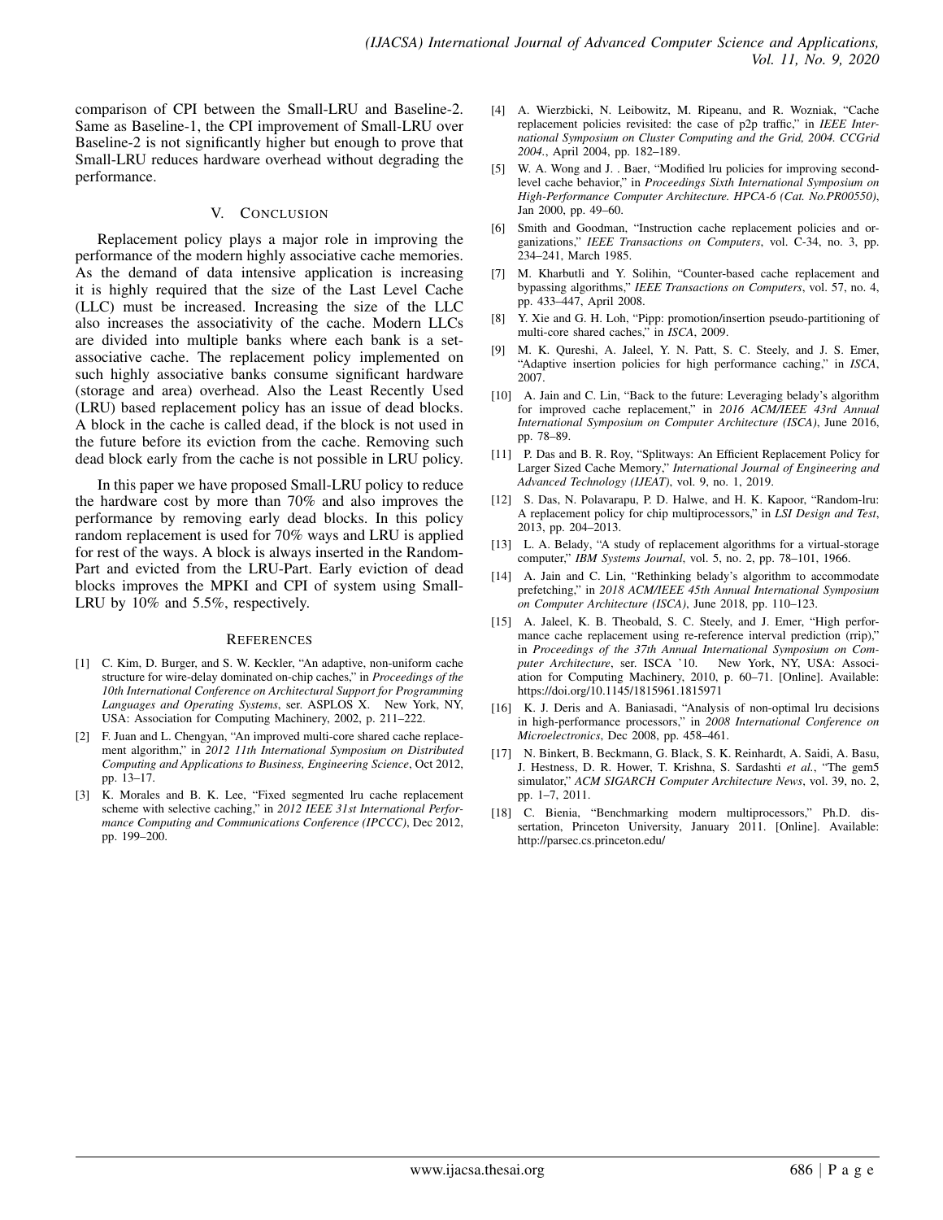comparison of CPI between the Small-LRU and Baseline-2. Same as Baseline-1, the CPI improvement of Small-LRU over Baseline-2 is not significantly higher but enough to prove that Small-LRU reduces hardware overhead without degrading the performance.

## V. Conclusion

Replacement policy plays a major role in improving the performance of the modern highly associative cache memories. As the demand of data intensive application is increasing it is highly required that the size of the Last Level Cache (LLC) must be increased. Increasing the size of the LLC also increases the associativity of the cache. Modern LLCs are divided into multiple banks where each bank is a set-associative cache. The replacement policy implemented on such highly associative banks consume significant hardware (storage and area) overhead. Also the Least Recently Used (LRU) based replacement policy has an issue of dead blocks. A block in the cache is called dead, if the block is not used in the future before its eviction from the cache. Removing such dead block early from the cache is not possible in LRU policy.

In this paper we have proposed Small-LRU policy to reduce the hardware cost by more than 70% and also improves the performance by removing early dead blocks. In this policy random replacement is used for 70% ways and LRU is applied for rest of the ways. A block is always inserted in the Random-Part and evicted from the LRU-Part. Early eviction of dead blocks improves the MPKI and CPI of system using Small-LRU by 10% and 5.5%, respectively.

## References

[1] C. Kim, D. Burger, and S. W. Keckler, "An adaptive, non-uniform cache structure for wire-delay dominated on-chip caches," in *Proceedings of the 10th International Conference on Architectural Support for Programming Languages and Operating Systems*, ser. ASPLOS X. New York, NY, USA: Association for Computing Machinery, 2002, p. 211–222.

[2] F. Juan and L. Chengyan, "An improved multi-core shared cache replacement algorithm," in *2012 11th International Symposium on Distributed Computing and Applications to Business, Engineering Science*, Oct 2012, pp. 13–17.

[3] K. Morales and B. K. Lee, "Fixed segmented lru cache replacement scheme with selective caching," in *2012 IEEE 31st International Performance Computing and Communications Conference (IPCCC)*, Dec 2012, pp. 199–200.

[4] A. Wierzbicki, N. Leibowitz, M. Ripeanu, and R. Wozniak, "Cache replacement policies revisited: the case of p2p traffic," in *IEEE International Symposium on Cluster Computing and the Grid, 2004. CCGrid 2004.*, April 2004, pp. 182–189.

[5] W. A. Wong and J. . Baer, "Modified lru policies for improving second-level cache behavior," in *Proceedings Sixth International Symposium on High-Performance Computer Architecture. HPCA-6 (Cat. No.PR00550)*, Jan 2000, pp. 49–60.

[6] Smith and Goodman, "Instruction cache replacement policies and organizations," *IEEE Transactions on Computers*, vol. C-34, no. 3, pp. 234–241, March 1985.

[7] M. Kharbutli and Y. Solihin, "Counter-based cache replacement and bypassing algorithms," *IEEE Transactions on Computers*, vol. 57, no. 4, pp. 433–447, April 2008.

[8] Y. Xie and G. H. Loh, "Pipp: promotion/insertion pseudo-partitioning of multi-core shared caches," in *ISCA*, 2009.

[9] M. K. Qureshi, A. Jaleel, Y. N. Patt, S. C. Steely, and J. S. Emer, "Adaptive insertion policies for high performance caching," in *ISCA*, 2007.

[10] A. Jain and C. Lin, "Back to the future: Leveraging belady's algorithm for improved cache replacement," in *2016 ACM/IEEE 43rd Annual International Symposium on Computer Architecture (ISCA)*, June 2016, pp. 78–89.

[11] P. Das and B. R. Roy, "Splitways: An Efficient Replacement Policy for Larger Sized Cache Memory," *International Journal of Engineering and Advanced Technology (IJEAT)*, vol. 9, no. 1, 2019.

[12] S. Das, N. Polavarapu, P. D. Halwe, and H. K. Kapoor, "Random-lru: A replacement policy for chip multiprocessors," in *LSI Design and Test*, 2013, pp. 204–2013.

[13] L. A. Belady, "A study of replacement algorithms for a virtual-storage computer," *IBM Systems Journal*, vol. 5, no. 2, pp. 78–101, 1966.

[14] A. Jain and C. Lin, "Rethinking belady's algorithm to accommodate prefetching," in *2018 ACM/IEEE 45th Annual International Symposium on Computer Architecture (ISCA)*, June 2018, pp. 110–123.

[15] A. Jaleel, K. B. Theobald, S. C. Steely, and J. Emer, "High performance cache replacement using re-reference interval prediction (rrip)," in *Proceedings of the 37th Annual International Symposium on Computer Architecture*, ser. ISCA '10. New York, NY, USA: Association for Computing Machinery, 2010, p. 60–71. [Online]. Available: https://doi.org/10.1145/1815961.1815971

[16] K. J. Deris and A. Baniasadi, "Analysis of non-optimal lru decisions in high-performance processors," in *2008 International Conference on Microelectronics*, Dec 2008, pp. 458–461.

[17] N. Binkert, B. Beckmann, G. Black, S. K. Reinhardt, A. Saidi, A. Basu, J. Hestness, D. R. Hower, T. Krishna, S. Sardashti *et al.*, "The gem5 simulator," *ACM SIGARCH Computer Architecture News*, vol. 39, no. 2, pp. 1–7, 2011.

[18] C. Bienia, "Benchmarking modern multiprocessors," Ph.D. dissertation, Princeton University, January 2011. [Online]. Available: http://parsec.cs.princeton.edu/